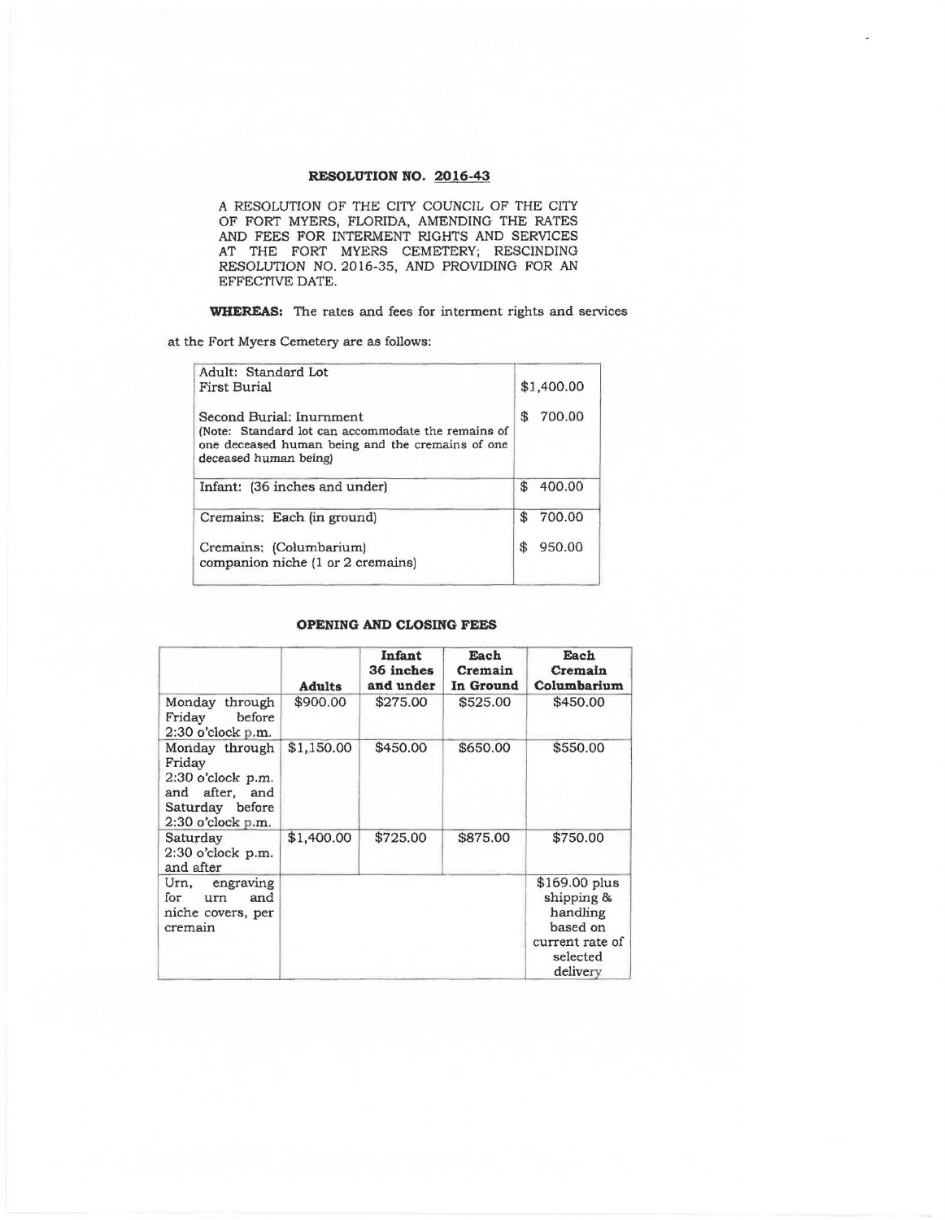# RESOLUTION NO. 2016-43

A RESOLUTION OF THE CITY COUNCIL OF THE CITY OF FORT MYERS, FLORIDA, AMENDING THE RATES AND FEES FOR INTERMENT RIGHTS AND SERVICES AT THE FORT MYERS CEMETERY; RESCINDING RESOLUTION NO. 2016-35, AND PROVIDING FOR AN EFFECTIVE DATE.

**WHEREAS:** The rates and fees for interment rights and services at the Fort Myers Cemetery are as follows:

| | |
|---|---|
| Adult: Standard Lot<br>First Burial | $1,400.00 |
| Second Burial: Inurnment<br>(Note: Standard lot can accommodate the remains of one deceased human being and the cremains of one deceased human being) | $ 700.00 |
| Infant: (36 inches and under) | $ 400.00 |
| Cremains: Each (in ground) | $ 700.00 |
| Cremains: (Columbarium)<br>companion niche (1 or 2 cremains) | $ 950.00 |

## OPENING AND CLOSING FEES

| | Adults | Infant 36 inches and under | Each Cremain In Ground | Each Cremain Columbarium |
|---|---|---|---|---|
| Monday through Friday before 2:30 o'clock p.m. | $900.00 | $275.00 | $525.00 | $450.00 |
| Monday through Friday 2:30 o'clock p.m. and after, and Saturday before 2:30 o'clock p.m. | $1,150.00 | $450.00 | $650.00 | $550.00 |
| Saturday 2:30 o'clock p.m. and after | $1,400.00 | $725.00 | $875.00 | $750.00 |
| Urn, engraving for urn and niche covers, per cremain | | | | $169.00 plus shipping & handling based on current rate of selected delivery |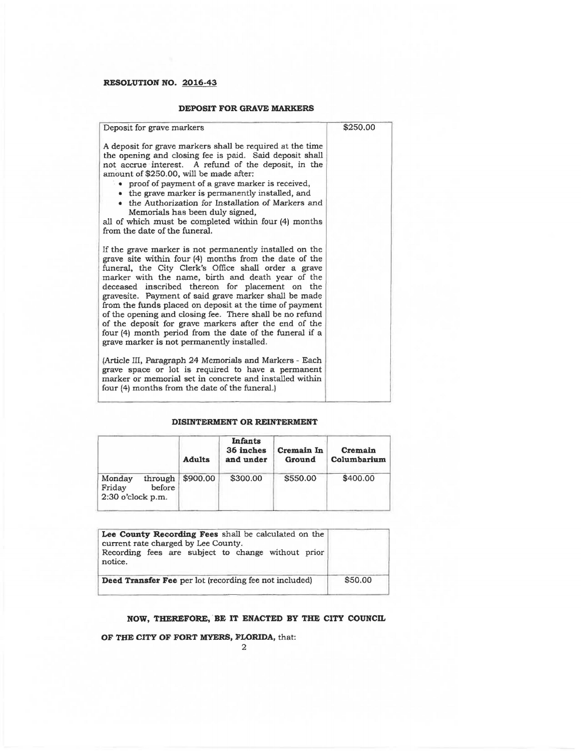**RESOLUTION NO. 2016-43**

## DEPOSIT FOR GRAVE MARKERS

| Deposit for grave markers | $250.00 |
|---|---|
| A deposit for grave markers shall be required at the time the opening and closing fee is paid. Said deposit shall not accrue interest. A refund of the deposit, in the amount of $250.00, will be made after:<br>• proof of payment of a grave marker is received,<br>• the grave marker is permanently installed, and<br>• the Authorization for Installation of Markers and Memorials has been duly signed,<br>all of which must be completed within four (4) months from the date of the funeral.<br><br>If the grave marker is not permanently installed on the grave site within four (4) months from the date of the funeral, the City Clerk's Office shall order a grave marker with the name, birth and death year of the deceased inscribed thereon for placement on the gravesite. Payment of said grave marker shall be made from the funds placed on deposit at the time of payment of the opening and closing fee. There shall be no refund of the deposit for grave markers after the end of the four (4) month period from the date of the funeral if a grave marker is not permanently installed.<br><br>(Article III, Paragraph 24 Memorials and Markers - Each grave space or lot is required to have a permanent marker or memorial set in concrete and installed within four (4) months from the date of the funeral.) | |

## DISINTERMENT OR REINTERMENT

| | Adults | Infants 36 inches and under | Cremain In Ground | Cremain Columbarium |
|---|---|---|---|---|
| Monday through Friday before 2:30 o'clock p.m. | $900.00 | $300.00 | $550.00 | $400.00 |

| **Lee County Recording Fees** shall be calculated on the current rate charged by Lee County.<br>Recording fees are subject to change without prior notice. | |
|---|---|
| **Deed Transfer Fee** per lot (recording fee not included) | $50.00 |

**NOW, THEREFORE, BE IT ENACTED BY THE CITY COUNCIL OF THE CITY OF FORT MYERS, FLORIDA,** that: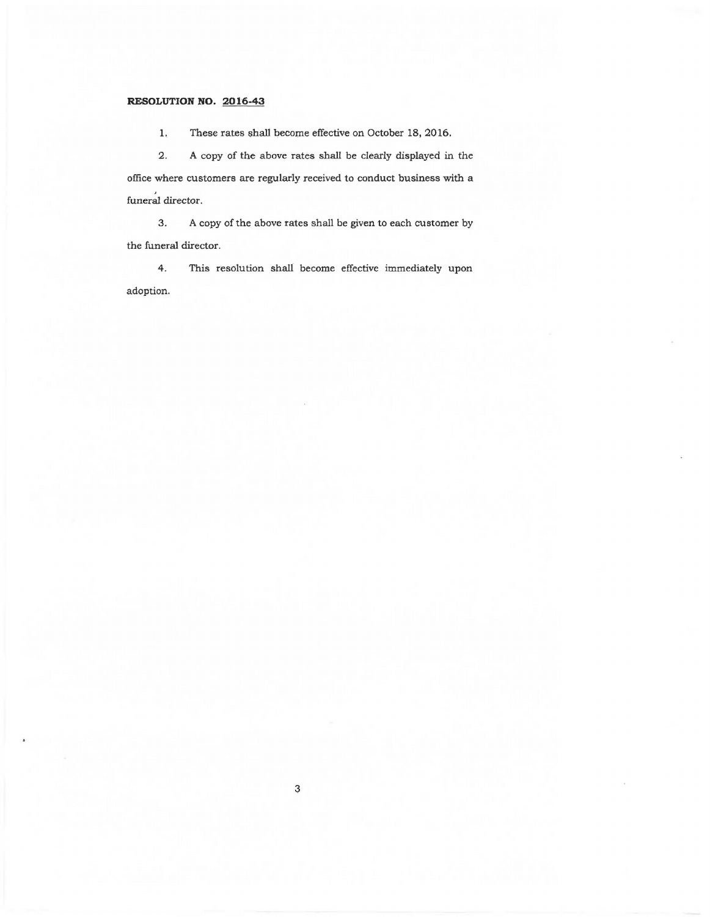**RESOLUTION NO. 2016-43**

1. These rates shall become effective on October 18, 2016.

2. A copy of the above rates shall be clearly displayed in the office where customers are regularly received to conduct business with a funeral director.

3. A copy of the above rates shall be given to each customer by the funeral director.

4. This resolution shall become effective immediately upon adoption.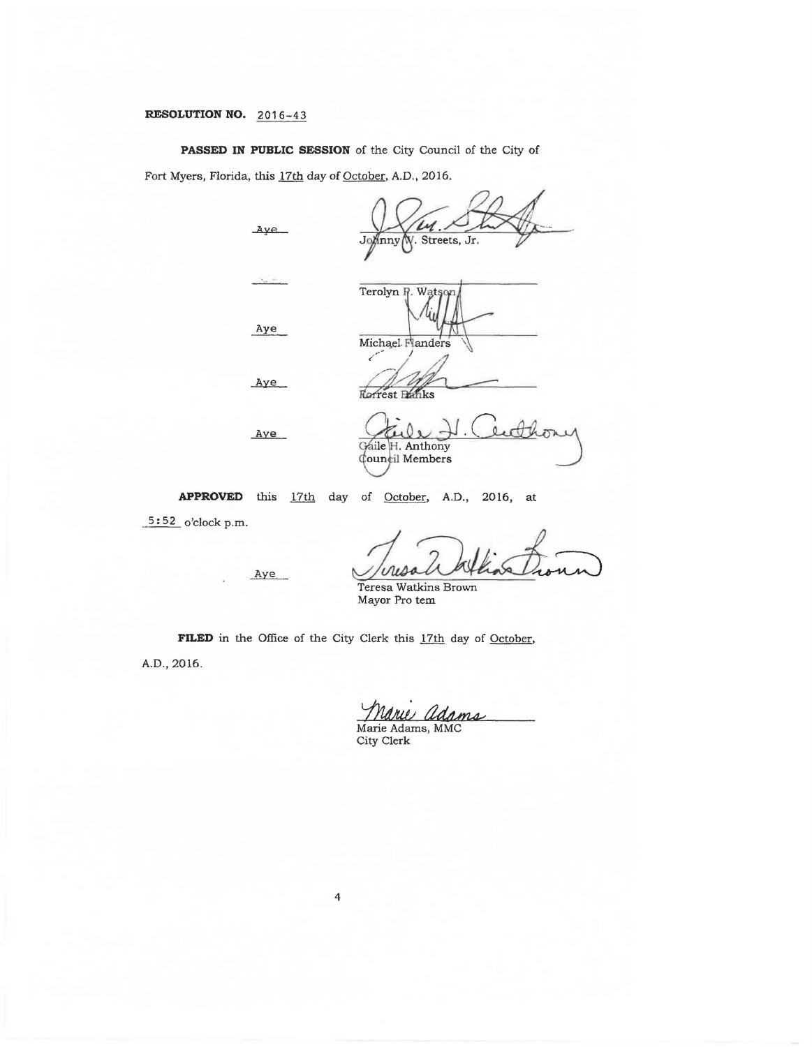**RESOLUTION NO.** 2016-43

**PASSED IN PUBLIC SESSION** of the City Council of the City of Fort Myers, Florida, this 17th day of October, A.D., 2016.

| | |
|---|---|
| Aye | Johnny W. Streets, Jr. |
| | Terolyn P. Watson |
| Aye | Michael Flanders |
| Aye | Forrest Banks |
| Aye | Gaile H. Anthony |
| | Council Members |

**APPROVED** this 17th day of October, A.D., 2016, at 5:52 o'clock p.m.

Aye

Teresa Watkins Brown
Mayor Pro tem

**FILED** in the Office of the City Clerk this 17th day of October, A.D., 2016.

Marie Adams, MMC
City Clerk